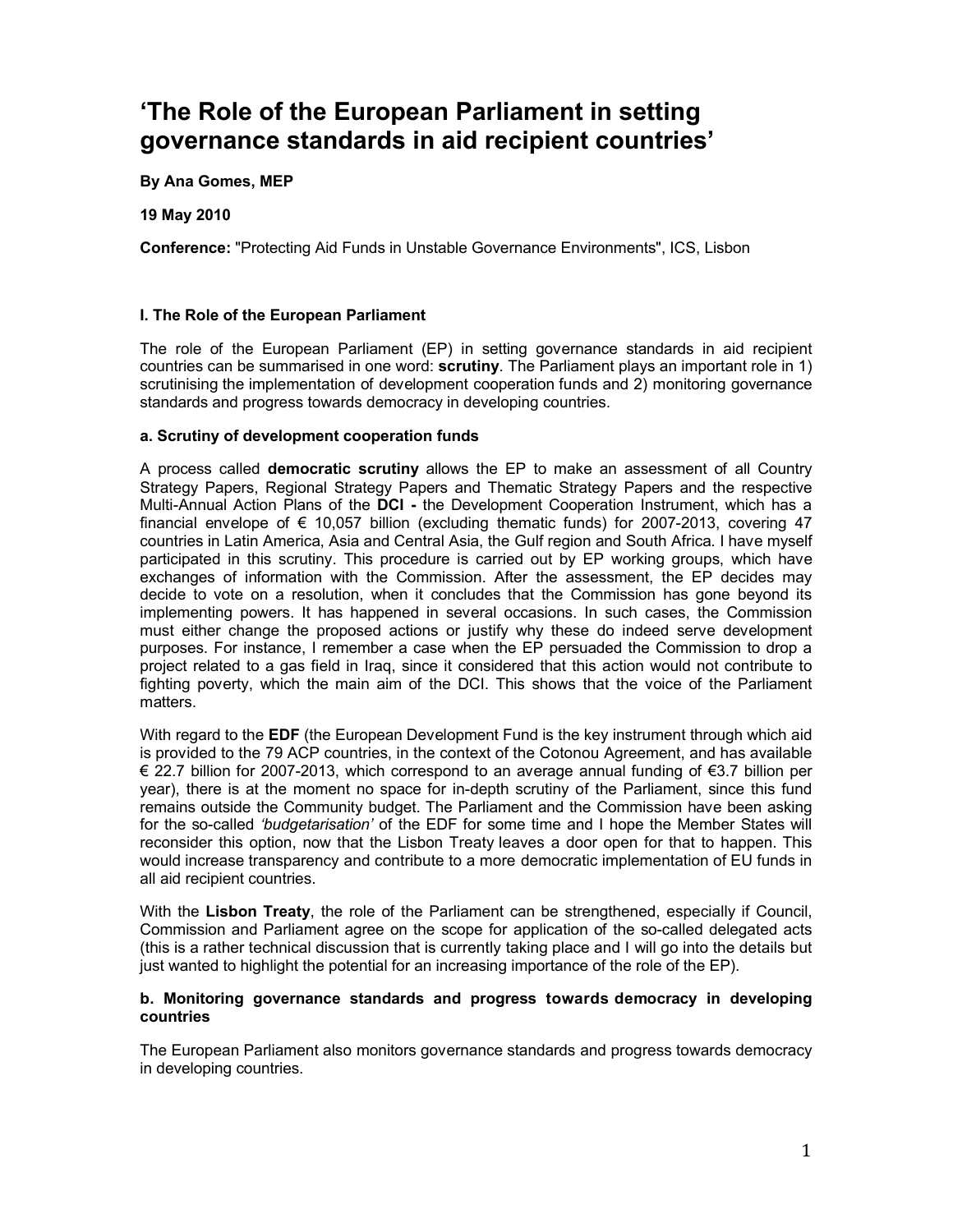# 'The Role of the European Parliament in setting governance standards in aid recipient countries'

**By Ana Gomes, MEP**

**19 May 2010**

**Conference:** "Protecting Aid Funds in Unstable Governance Environments", ICS, Lisbon

## I. The Role of the European Parliament

The role of the European Parliament (EP) in setting governance standards in aid recipient countries can be summarised in one word: **scrutiny**. The Parliament plays an important role in 1) scrutinising the implementation of development cooperation funds and 2) monitoring governance standards and progress towards democracy in developing countries.

### a. Scrutiny of development cooperation funds

A process called **democratic scrutiny** allows the EP to make an assessment of all Country Strategy Papers, Regional Strategy Papers and Thematic Strategy Papers and the respective Multi-Annual Action Plans of the **DCI -** the Development Cooperation Instrument, which has a financial envelope of € 10,057 billion (excluding thematic funds) for 2007-2013, covering 47 countries in Latin America, Asia and Central Asia, the Gulf region and South Africa. I have myself participated in this scrutiny. This procedure is carried out by EP working groups, which have exchanges of information with the Commission. After the assessment, the EP decides may decide to vote on a resolution, when it concludes that the Commission has gone beyond its implementing powers. It has happened in several occasions. In such cases, the Commission must either change the proposed actions or justify why these do indeed serve development purposes. For instance, I remember a case when the EP persuaded the Commission to drop a project related to a gas field in Iraq, since it considered that this action would not contribute to fighting poverty, which the main aim of the DCI. This shows that the voice of the Parliament matters.

With regard to the **EDF** (the European Development Fund is the key instrument through which aid is provided to the 79 ACP countries, in the context of the Cotonou Agreement, and has available € 22.7 billion for 2007-2013, which correspond to an average annual funding of €3.7 billion per year), there is at the moment no space for in-depth scrutiny of the Parliament, since this fund remains outside the Community budget. The Parliament and the Commission have been asking for the so-called *'budgetarisation'* of the EDF for some time and I hope the Member States will reconsider this option, now that the Lisbon Treaty leaves a door open for that to happen. This would increase transparency and contribute to a more democratic implementation of EU funds in all aid recipient countries.

With the **Lisbon Treaty**, the role of the Parliament can be strengthened, especially if Council, Commission and Parliament agree on the scope for application of the so-called delegated acts (this is a rather technical discussion that is currently taking place and I will go into the details but just wanted to highlight the potential for an increasing importance of the role of the EP).

### b. Monitoring governance standards and progress towards democracy in developing countries

The European Parliament also monitors governance standards and progress towards democracy in developing countries.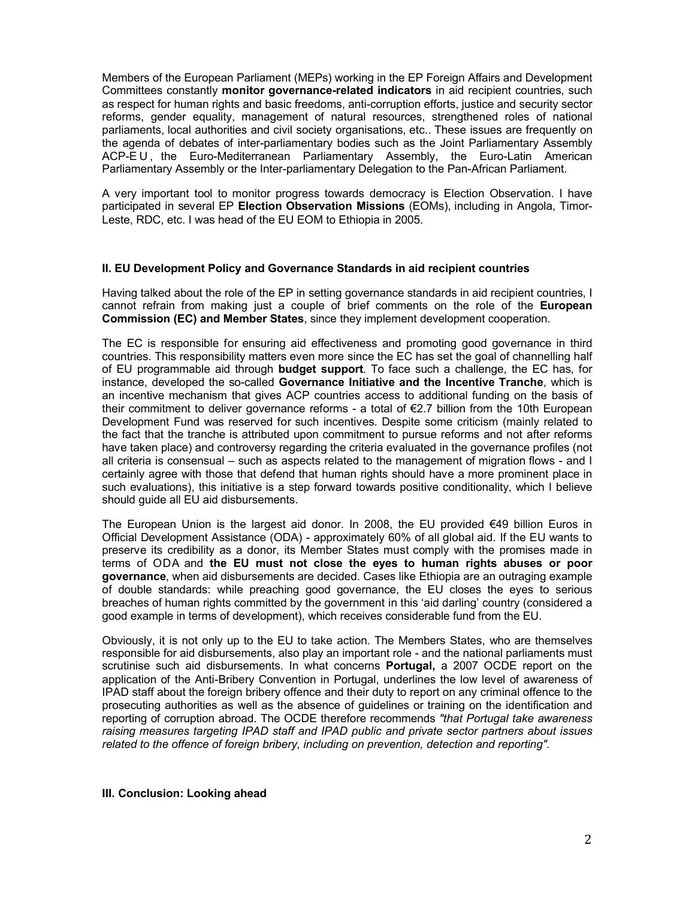Members of the European Parliament (MEPs) working in the EP Foreign Affairs and Development Committees constantly **monitor governance-related indicators** in aid recipient countries, such as respect for human rights and basic freedoms, anti-corruption efforts, justice and security sector reforms, gender equality, management of natural resources, strengthened roles of national parliaments, local authorities and civil society organisations, etc.. These issues are frequently on the agenda of debates of inter-parliamentary bodies such as the Joint Parliamentary Assembly ACP-E U , the Euro-Mediterranean Parliamentary Assembly, the Euro-Latin American Parliamentary Assembly or the Inter-parliamentary Delegation to the Pan-African Parliament.

A very important tool to monitor progress towards democracy is Election Observation. I have participated in several EP **Election Observation Missions** (EOMs), including in Angola, Timor-Leste, RDC, etc. I was head of the EU EOM to Ethiopia in 2005.

## II. EU Development Policy and Governance Standards in aid recipient countries

Having talked about the role of the EP in setting governance standards in aid recipient countries, I cannot refrain from making just a couple of brief comments on the role of the **European Commission (EC) and Member States**, since they implement development cooperation.

The EC is responsible for ensuring aid effectiveness and promoting good governance in third countries. This responsibility matters even more since the EC has set the goal of channelling half of EU programmable aid through **budget support**. To face such a challenge, the EC has, for instance, developed the so-called **Governance Initiative and the Incentive Tranche**, which is an incentive mechanism that gives ACP countries access to additional funding on the basis of their commitment to deliver governance reforms - a total of €2.7 billion from the 10th European Development Fund was reserved for such incentives. Despite some criticism (mainly related to the fact that the tranche is attributed upon commitment to pursue reforms and not after reforms have taken place) and controversy regarding the criteria evaluated in the governance profiles (not all criteria is consensual – such as aspects related to the management of migration flows - and I certainly agree with those that defend that human rights should have a more prominent place in such evaluations), this initiative is a step forward towards positive conditionality, which I believe should guide all EU aid disbursements.

The European Union is the largest aid donor. In 2008, the EU provided €49 billion Euros in Official Development Assistance (ODA) - approximately 60% of all global aid. If the EU wants to preserve its credibility as a donor, its Member States must comply with the promises made in terms of ODA and **the EU must not close the eyes to human rights abuses or poor governance**, when aid disbursements are decided. Cases like Ethiopia are an outraging example of double standards: while preaching good governance, the EU closes the eyes to serious breaches of human rights committed by the government in this 'aid darling' country (considered a good example in terms of development), which receives considerable fund from the EU.

Obviously, it is not only up to the EU to take action. The Members States, who are themselves responsible for aid disbursements, also play an important role - and the national parliaments must scrutinise such aid disbursements. In what concerns **Portugal,** a 2007 OCDE report on the application of the Anti-Bribery Convention in Portugal, underlines the low level of awareness of IPAD staff about the foreign bribery offence and their duty to report on any criminal offence to the prosecuting authorities as well as the absence of guidelines or training on the identification and reporting of corruption abroad. The OCDE therefore recommends *"that Portugal take awareness raising measures targeting IPAD staff and IPAD public and private sector partners about issues related to the offence of foreign bribery, including on prevention, detection and reporting".*

## III. Conclusion: Looking ahead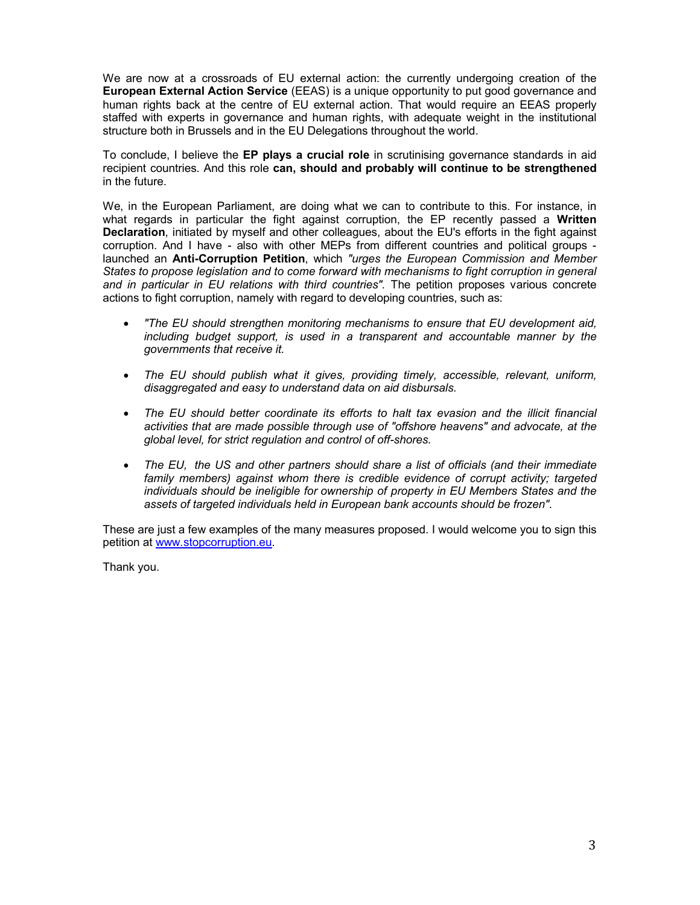We are now at a crossroads of EU external action: the currently undergoing creation of the **European External Action Service** (EEAS) is a unique opportunity to put good governance and human rights back at the centre of EU external action. That would require an EEAS properly staffed with experts in governance and human rights, with adequate weight in the institutional structure both in Brussels and in the EU Delegations throughout the world.

To conclude, I believe the **EP plays a crucial role** in scrutinising governance standards in aid recipient countries. And this role **can, should and probably will continue to be strengthened** in the future.

We, in the European Parliament, are doing what we can to contribute to this. For instance, in what regards in particular the fight against corruption, the EP recently passed a **Written Declaration**, initiated by myself and other colleagues, about the EU's efforts in the fight against corruption. And I have - also with other MEPs from different countries and political groups - launched an **Anti-Corruption Petition**, which *"urges the European Commission and Member States to propose legislation and to come forward with mechanisms to fight corruption in general and in particular in EU relations with third countries".* The petition proposes various concrete actions to fight corruption, namely with regard to developing countries, such as:

- *"The EU should strengthen monitoring mechanisms to ensure that EU development aid, including budget support, is used in a transparent and accountable manner by the governments that receive it.*
- *The EU should publish what it gives, providing timely, accessible, relevant, uniform, disaggregated and easy to understand data on aid disbursals.*
- *The EU should better coordinate its efforts to halt tax evasion and the illicit financial activities that are made possible through use of "offshore heavens" and advocate, at the global level, for strict regulation and control of off-shores.*
- *The EU, the US and other partners should share a list of officials (and their immediate family members) against whom there is credible evidence of corrupt activity; targeted individuals should be ineligible for ownership of property in EU Members States and the assets of targeted individuals held in European bank accounts should be frozen".*

These are just a few examples of the many measures proposed. I would welcome you to sign this petition at www.stopcorruption.eu.

Thank you.